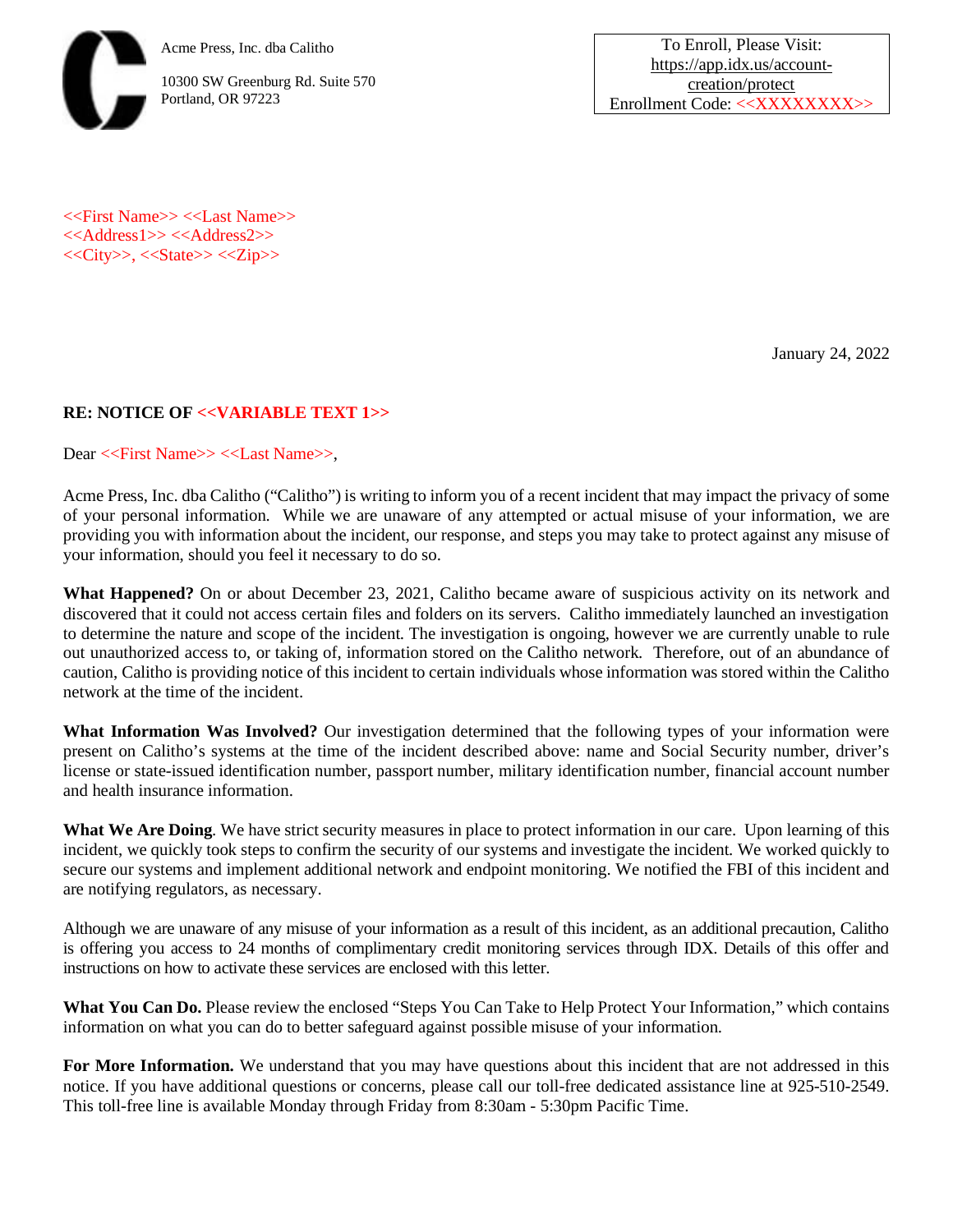Acme Press, Inc. dba Calitho

10300 SW Greenburg Rd. Suite 570
Portland, OR 97223

To Enroll, Please Visit:
https://app.idx.us/account-creation/protect
Enrollment Code: <<XXXXXXXX>>

<<First Name>> <<Last Name>>
<<Address1>> <<Address2>>
<<City>>, <<State>> <<Zip>>

January 24, 2022

**RE: NOTICE OF <<VARIABLE TEXT 1>>**

Dear <<First Name>> <<Last Name>>,

Acme Press, Inc. dba Calitho ("Calitho") is writing to inform you of a recent incident that may impact the privacy of some of your personal information. While we are unaware of any attempted or actual misuse of your information, we are providing you with information about the incident, our response, and steps you may take to protect against any misuse of your information, should you feel it necessary to do so.

**What Happened?** On or about December 23, 2021, Calitho became aware of suspicious activity on its network and discovered that it could not access certain files and folders on its servers. Calitho immediately launched an investigation to determine the nature and scope of the incident. The investigation is ongoing, however we are currently unable to rule out unauthorized access to, or taking of, information stored on the Calitho network. Therefore, out of an abundance of caution, Calitho is providing notice of this incident to certain individuals whose information was stored within the Calitho network at the time of the incident.

**What Information Was Involved?** Our investigation determined that the following types of your information were present on Calitho's systems at the time of the incident described above: name and Social Security number, driver's license or state-issued identification number, passport number, military identification number, financial account number and health insurance information.

**What We Are Doing**. We have strict security measures in place to protect information in our care. Upon learning of this incident, we quickly took steps to confirm the security of our systems and investigate the incident. We worked quickly to secure our systems and implement additional network and endpoint monitoring. We notified the FBI of this incident and are notifying regulators, as necessary.

Although we are unaware of any misuse of your information as a result of this incident, as an additional precaution, Calitho is offering you access to 24 months of complimentary credit monitoring services through IDX. Details of this offer and instructions on how to activate these services are enclosed with this letter.

**What You Can Do.** Please review the enclosed "Steps You Can Take to Help Protect Your Information," which contains information on what you can do to better safeguard against possible misuse of your information.

**For More Information.** We understand that you may have questions about this incident that are not addressed in this notice. If you have additional questions or concerns, please call our toll-free dedicated assistance line at 925-510-2549. This toll-free line is available Monday through Friday from 8:30am - 5:30pm Pacific Time.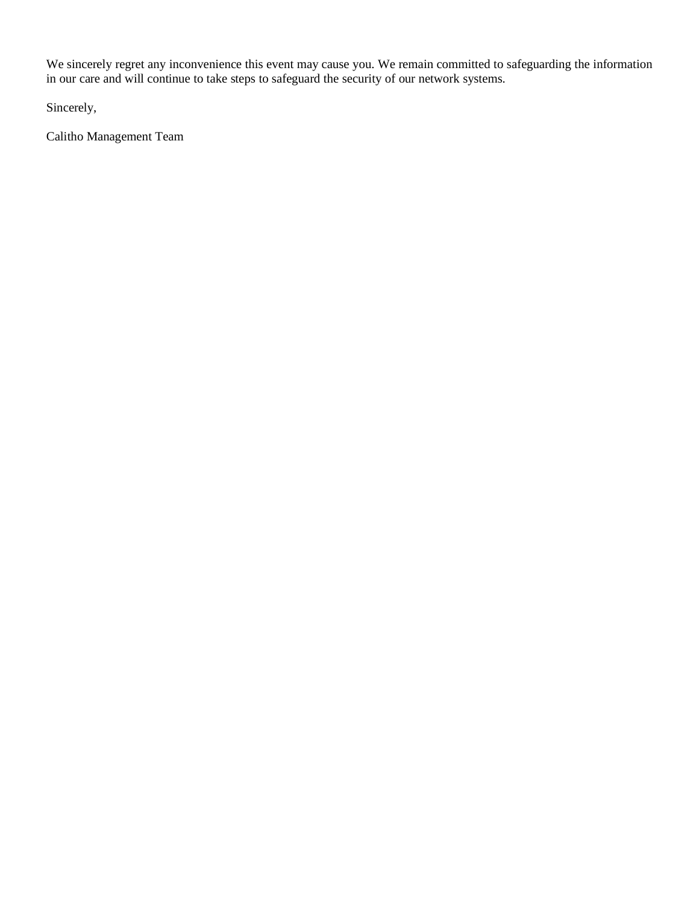We sincerely regret any inconvenience this event may cause you. We remain committed to safeguarding the information in our care and will continue to take steps to safeguard the security of our network systems.

Sincerely,

Calitho Management Team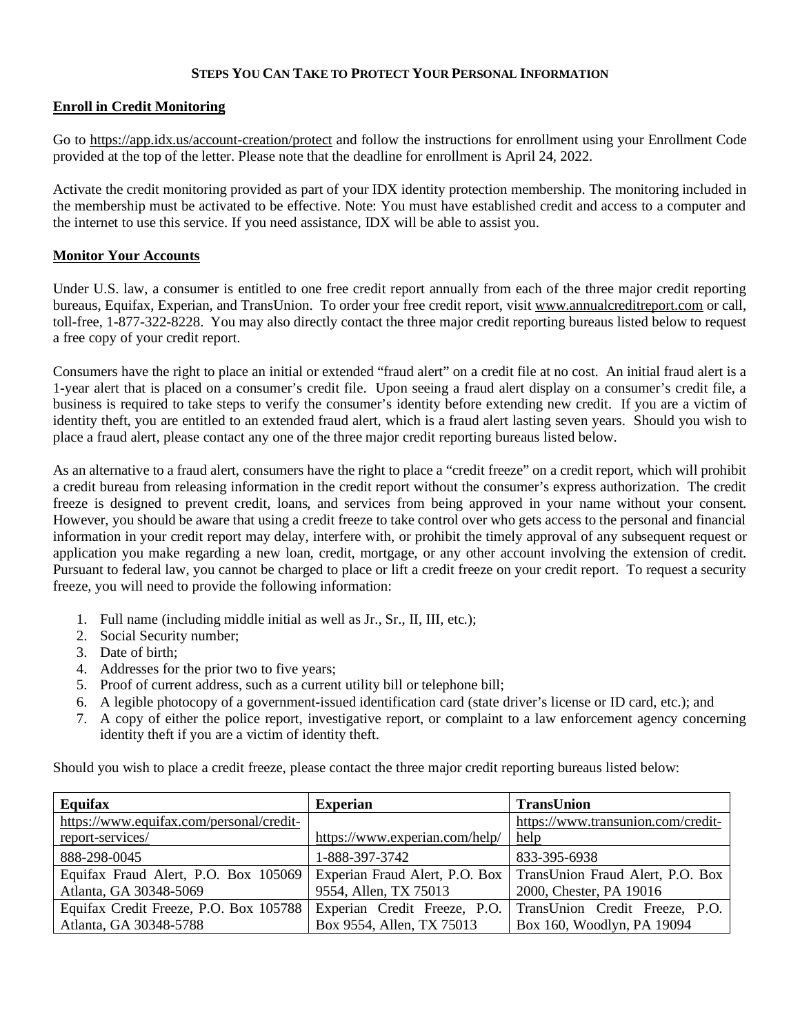**STEPS YOU CAN TAKE TO PROTECT YOUR PERSONAL INFORMATION**

**Enroll in Credit Monitoring**

Go to https://app.idx.us/account-creation/protect and follow the instructions for enrollment using your Enrollment Code provided at the top of the letter. Please note that the deadline for enrollment is April 24, 2022.

Activate the credit monitoring provided as part of your IDX identity protection membership. The monitoring included in the membership must be activated to be effective. Note: You must have established credit and access to a computer and the internet to use this service. If you need assistance, IDX will be able to assist you.

**Monitor Your Accounts**

Under U.S. law, a consumer is entitled to one free credit report annually from each of the three major credit reporting bureaus, Equifax, Experian, and TransUnion. To order your free credit report, visit www.annualcreditreport.com or call, toll-free, 1-877-322-8228. You may also directly contact the three major credit reporting bureaus listed below to request a free copy of your credit report.

Consumers have the right to place an initial or extended "fraud alert" on a credit file at no cost. An initial fraud alert is a 1-year alert that is placed on a consumer's credit file. Upon seeing a fraud alert display on a consumer's credit file, a business is required to take steps to verify the consumer's identity before extending new credit. If you are a victim of identity theft, you are entitled to an extended fraud alert, which is a fraud alert lasting seven years. Should you wish to place a fraud alert, please contact any one of the three major credit reporting bureaus listed below.

As an alternative to a fraud alert, consumers have the right to place a "credit freeze" on a credit report, which will prohibit a credit bureau from releasing information in the credit report without the consumer's express authorization. The credit freeze is designed to prevent credit, loans, and services from being approved in your name without your consent. However, you should be aware that using a credit freeze to take control over who gets access to the personal and financial information in your credit report may delay, interfere with, or prohibit the timely approval of any subsequent request or application you make regarding a new loan, credit, mortgage, or any other account involving the extension of credit. Pursuant to federal law, you cannot be charged to place or lift a credit freeze on your credit report. To request a security freeze, you will need to provide the following information:

1. Full name (including middle initial as well as Jr., Sr., II, III, etc.);
2. Social Security number;
3. Date of birth;
4. Addresses for the prior two to five years;
5. Proof of current address, such as a current utility bill or telephone bill;
6. A legible photocopy of a government-issued identification card (state driver's license or ID card, etc.); and
7. A copy of either the police report, investigative report, or complaint to a law enforcement agency concerning identity theft if you are a victim of identity theft.

Should you wish to place a credit freeze, please contact the three major credit reporting bureaus listed below:

| **Equifax** | **Experian** | **TransUnion** |
|---|---|---|
| https://www.equifax.com/personal/credit-report-services/ | https://www.experian.com/help/ | https://www.transunion.com/credit-help |
| 888-298-0045 | 1-888-397-3742 | 833-395-6938 |
| Equifax Fraud Alert, P.O. Box 105069 Atlanta, GA 30348-5069 | Experian Fraud Alert, P.O. Box 9554, Allen, TX 75013 | TransUnion Fraud Alert, P.O. Box 2000, Chester, PA 19016 |
| Equifax Credit Freeze, P.O. Box 105788 Atlanta, GA 30348-5788 | Experian Credit Freeze, P.O. Box 9554, Allen, TX 75013 | TransUnion Credit Freeze, P.O. Box 160, Woodlyn, PA 19094 |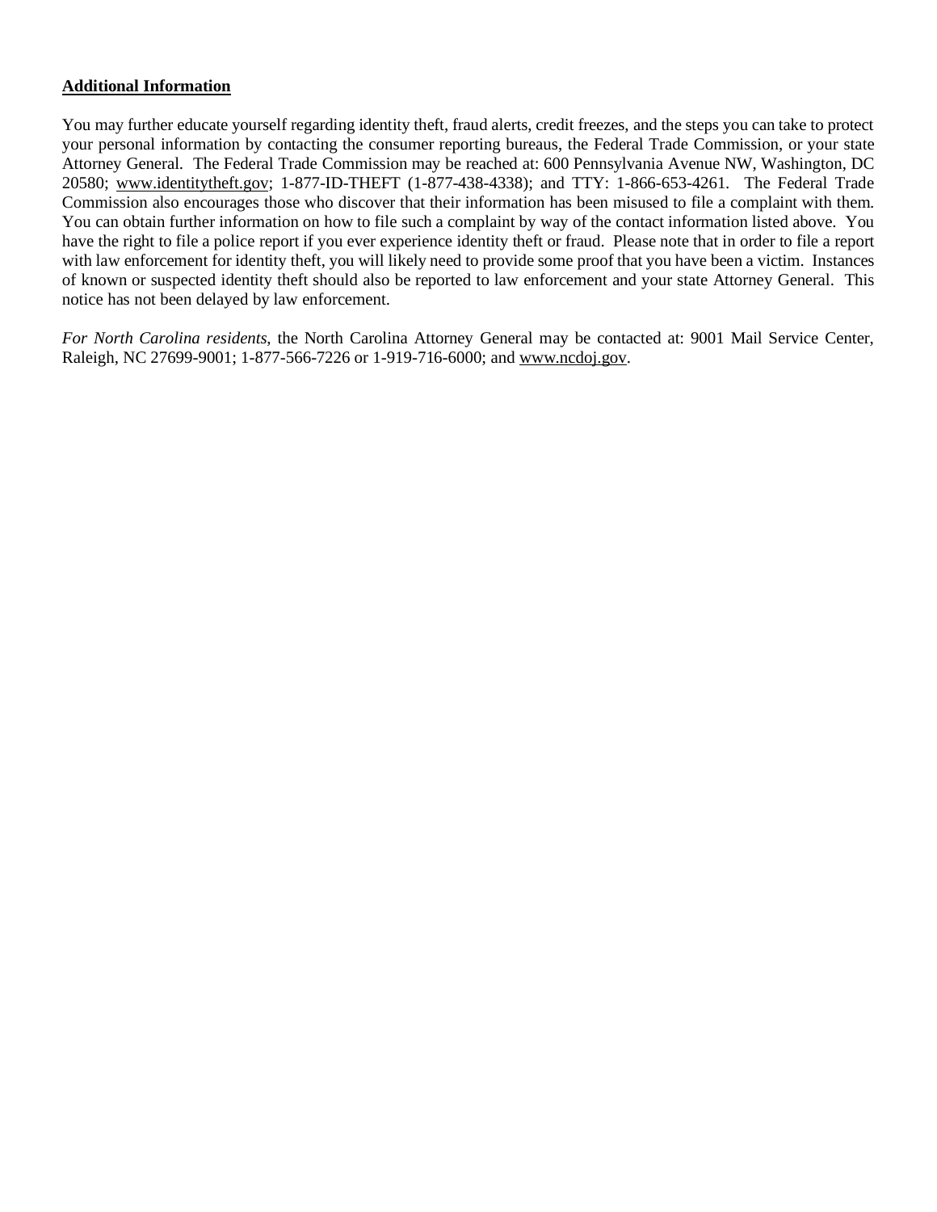**Additional Information**

You may further educate yourself regarding identity theft, fraud alerts, credit freezes, and the steps you can take to protect your personal information by contacting the consumer reporting bureaus, the Federal Trade Commission, or your state Attorney General. The Federal Trade Commission may be reached at: 600 Pennsylvania Avenue NW, Washington, DC 20580; www.identitytheft.gov; 1-877-ID-THEFT (1-877-438-4338); and TTY: 1-866-653-4261. The Federal Trade Commission also encourages those who discover that their information has been misused to file a complaint with them. You can obtain further information on how to file such a complaint by way of the contact information listed above. You have the right to file a police report if you ever experience identity theft or fraud. Please note that in order to file a report with law enforcement for identity theft, you will likely need to provide some proof that you have been a victim. Instances of known or suspected identity theft should also be reported to law enforcement and your state Attorney General. This notice has not been delayed by law enforcement.

*For North Carolina residents*, the North Carolina Attorney General may be contacted at: 9001 Mail Service Center, Raleigh, NC 27699-9001; 1-877-566-7226 or 1-919-716-6000; and www.ncdoj.gov.